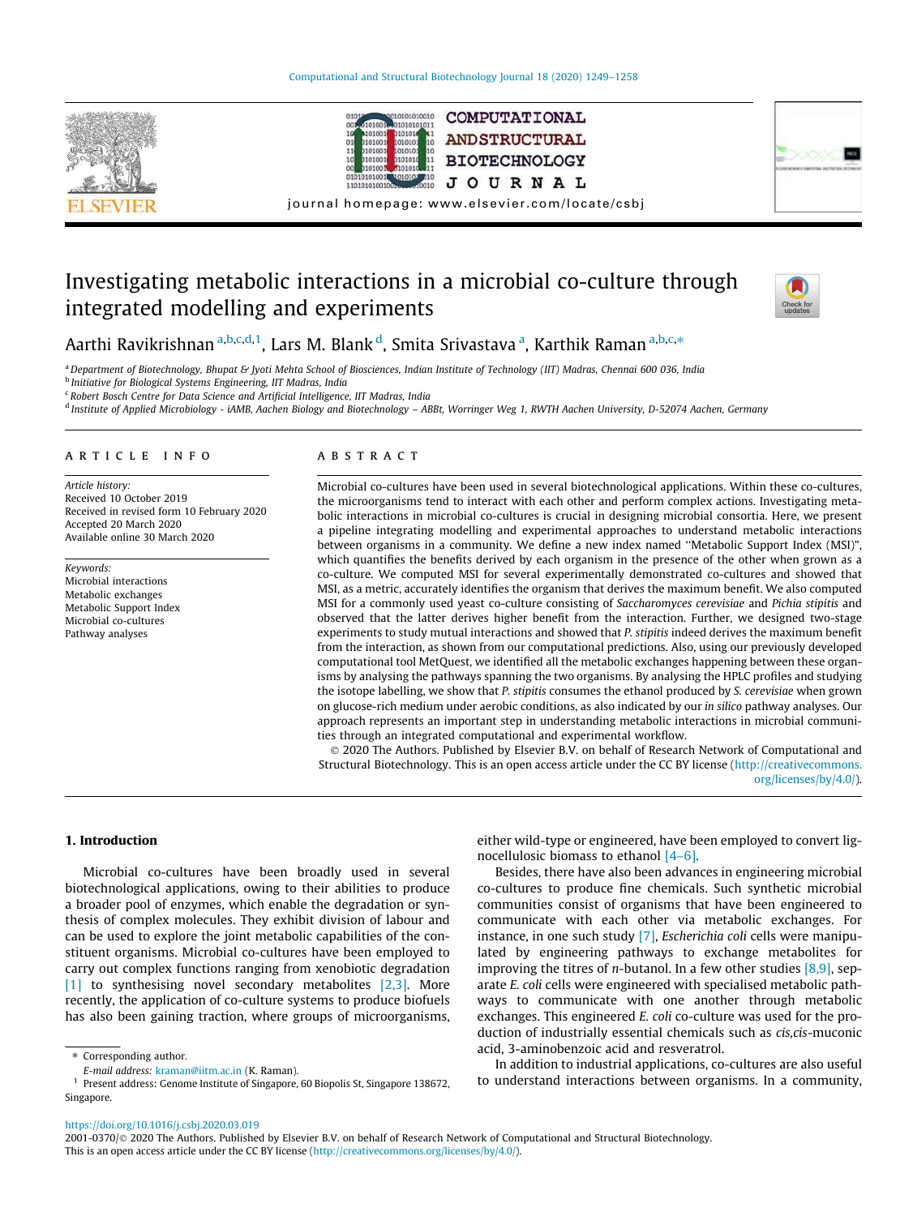# Investigating metabolic interactions in a microbial co-culture through integrated modelling and experiments

Aarthi Ravikrishnan [a,b,c,d,1], Lars M. Blank [d], Smita Srivastava [a], Karthik Raman [a,b,c,*]

[a] Department of Biotechnology, Bhupat & Jyoti Mehta School of Biosciences, Indian Institute of Technology (IIT) Madras, Chennai 600 036, India
[b] Initiative for Biological Systems Engineering, IIT Madras, India
[c] Robert Bosch Centre for Data Science and Artificial Intelligence, IIT Madras, India
[d] Institute of Applied Microbiology - iAMB, Aachen Biology and Biotechnology – ABBt, Worringer Weg 1, RWTH Aachen University, D-52074 Aachen, Germany

## ARTICLE INFO

*Article history:*
Received 10 October 2019
Received in revised form 10 February 2020
Accepted 20 March 2020
Available online 30 March 2020

*Keywords:*
Microbial interactions
Metabolic exchanges
Metabolic Support Index
Microbial co-cultures
Pathway analyses

## ABSTRACT

Microbial co-cultures have been used in several biotechnological applications. Within these co-cultures, the microorganisms tend to interact with each other and perform complex actions. Investigating metabolic interactions in microbial co-cultures is crucial in designing microbial consortia. Here, we present a pipeline integrating modelling and experimental approaches to understand metabolic interactions between organisms in a community. We define a new index named "Metabolic Support Index (MSI)", which quantifies the benefits derived by each organism in the presence of the other when grown as a co-culture. We computed MSI for several experimentally demonstrated co-cultures and showed that MSI, as a metric, accurately identifies the organism that derives the maximum benefit. We also computed MSI for a commonly used yeast co-culture consisting of *Saccharomyces cerevisiae* and *Pichia stipitis* and observed that the latter derives higher benefit from the interaction. Further, we designed two-stage experiments to study mutual interactions and showed that *P. stipitis* indeed derives the maximum benefit from the interaction, as shown from our computational predictions. Also, using our previously developed computational tool MetQuest, we identified all the metabolic exchanges happening between these organisms by analysing the pathways spanning the two organisms. By analysing the HPLC profiles and studying the isotope labelling, we show that *P. stipitis* consumes the ethanol produced by *S. cerevisiae* when grown on glucose-rich medium under aerobic conditions, as also indicated by our *in silico* pathway analyses. Our approach represents an important step in understanding metabolic interactions in microbial communities through an integrated computational and experimental workflow.

© 2020 The Authors. Published by Elsevier B.V. on behalf of Research Network of Computational and Structural Biotechnology. This is an open access article under the CC BY license (http://creativecommons.org/licenses/by/4.0/).

## 1. Introduction

Microbial co-cultures have been broadly used in several biotechnological applications, owing to their abilities to produce a broader pool of enzymes, which enable the degradation or synthesis of complex molecules. They exhibit division of labour and can be used to explore the joint metabolic capabilities of the constituent organisms. Microbial co-cultures have been employed to carry out complex functions ranging from xenobiotic degradation [1] to synthesising novel secondary metabolites [2,3]. More recently, the application of co-culture systems to produce biofuels has also been gaining traction, where groups of microorganisms, either wild-type or engineered, have been employed to convert lignocellulosic biomass to ethanol [4–6].

Besides, there have also been advances in engineering microbial co-cultures to produce fine chemicals. Such synthetic microbial communities consist of organisms that have been engineered to communicate with each other via metabolic exchanges. For instance, in one such study [7], *Escherichia coli* cells were manipulated by engineering pathways to exchange metabolites for improving the titres of *n*-butanol. In a few other studies [8,9], separate *E. coli* cells were engineered with specialised metabolic pathways to communicate with one another through metabolic exchanges. This engineered *E. coli* co-culture was used for the production of industrially essential chemicals such as *cis,cis*-muconic acid, 3-aminobenzoic acid and resveratrol.

In addition to industrial applications, co-cultures are also useful to understand interactions between organisms. In a community,

---

\* Corresponding author.
*E-mail address:* kraman@iitm.ac.in (K. Raman).
[1] Present address: Genome Institute of Singapore, 60 Biopolis St, Singapore 138672, Singapore.

https://doi.org/10.1016/j.csbj.2020.03.019
2001-0370/© 2020 The Authors. Published by Elsevier B.V. on behalf of Research Network of Computational and Structural Biotechnology.
This is an open access article under the CC BY license (http://creativecommons.org/licenses/by/4.0/).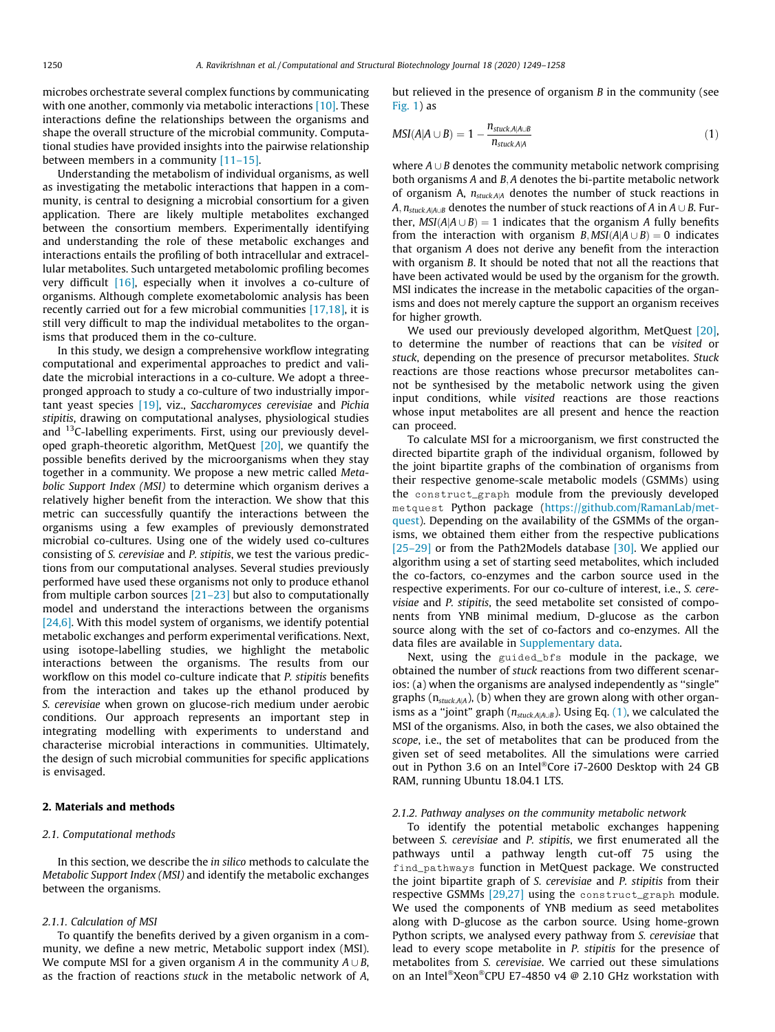microbes orchestrate several complex functions by communicating with one another, commonly via metabolic interactions [10]. These interactions define the relationships between the organisms and shape the overall structure of the microbial community. Computational studies have provided insights into the pairwise relationship between members in a community [11–15].

Understanding the metabolism of individual organisms, as well as investigating the metabolic interactions that happen in a community, is central to designing a microbial consortium for a given application. There are likely multiple metabolites exchanged between the consortium members. Experimentally identifying and understanding the role of these metabolic exchanges and interactions entails the profiling of both intracellular and extracellular metabolites. Such untargeted metabolomic profiling becomes very difficult [16], especially when it involves a co-culture of organisms. Although complete exometabolomic analysis has been recently carried out for a few microbial communities [17,18], it is still very difficult to map the individual metabolites to the organisms that produced them in the co-culture.

In this study, we design a comprehensive workflow integrating computational and experimental approaches to predict and validate the microbial interactions in a co-culture. We adopt a three-pronged approach to study a co-culture of two industrially important yeast species [19], viz., *Saccharomyces cerevisiae* and *Pichia stipitis*, drawing on computational analyses, physiological studies and $^{13}$C-labelling experiments. First, using our previously developed graph-theoretic algorithm, MetQuest [20], we quantify the possible benefits derived by the microorganisms when they stay together in a community. We propose a new metric called *Metabolic Support Index (MSI)* to determine which organism derives a relatively higher benefit from the interaction. We show that this metric can successfully quantify the interactions between the organisms using a few examples of previously demonstrated microbial co-cultures. Using one of the widely used co-cultures consisting of *S. cerevisiae* and *P. stipitis*, we test the various predictions from our computational analyses. Several studies previously performed have used these organisms not only to produce ethanol from multiple carbon sources [21–23] but also to computationally model and understand the interactions between the organisms [24,6]. With this model system of organisms, we identify potential metabolic exchanges and perform experimental verifications. Next, using isotope-labelling studies, we highlight the metabolic interactions between the organisms. The results from our workflow on this model co-culture indicate that *P. stipitis* benefits from the interaction and takes up the ethanol produced by *S. cerevisiae* when grown on glucose-rich medium under aerobic conditions. Our approach represents an important step in integrating modelling with experiments to understand and characterise microbial interactions in communities. Ultimately, the design of such microbial communities for specific applications is envisaged.

## 2. Materials and methods

### 2.1. Computational methods

In this section, we describe the *in silico* methods to calculate the *Metabolic Support Index (MSI)* and identify the metabolic exchanges between the organisms.

#### 2.1.1. Calculation of MSI

To quantify the benefits derived by a given organism in a community, we define a new metric, Metabolic support index (MSI). We compute MSI for a given organism $A$ in the community $A \cup B$, as the fraction of reactions *stuck* in the metabolic network of $A$, but relieved in the presence of organism $B$ in the community (see Fig. 1) as

$$MSI(A|A \cup B) = 1 - \frac{n_{stuck,A|A \cup B}}{n_{stuck,A|A}} \tag{1}$$

where $A \cup B$ denotes the community metabolic network comprising both organisms $A$ and $B$, $A$ denotes the bi-partite metabolic network of organism A, $n_{stuck,A|A}$ denotes the number of stuck reactions in $A$, $n_{stuck,A|A \cup B}$ denotes the number of stuck reactions of $A$ in $A \cup B$. Further, $MSI(A|A \cup B) = 1$ indicates that the organism $A$ fully benefits from the interaction with organism $B$, $MSI(A|A \cup B) = 0$ indicates that organism $A$ does not derive any benefit from the interaction with organism $B$. It should be noted that not all the reactions that have been activated would be used by the organism for the growth. MSI indicates the increase in the metabolic capacities of the organisms and does not merely capture the support an organism receives for higher growth.

We used our previously developed algorithm, MetQuest [20], to determine the number of reactions that can be *visited* or *stuck*, depending on the presence of precursor metabolites. *Stuck* reactions are those reactions whose precursor metabolites cannot be synthesised by the metabolic network using the given input conditions, while *visited* reactions are those reactions whose input metabolites are all present and hence the reaction can proceed.

To calculate MSI for a microorganism, we first constructed the directed bipartite graph of the individual organism, followed by the joint bipartite graphs of the combination of organisms from their respective genome-scale metabolic models (GSMMs) using the `construct_graph` module from the previously developed `metquest` Python package (https://github.com/RamanLab/metquest). Depending on the availability of the GSMMs of the organisms, we obtained them either from the respective publications [25–29] or from the Path2Models database [30]. We applied our algorithm using a set of starting seed metabolites, which included the co-factors, co-enzymes and the carbon source used in the respective experiments. For our co-culture of interest, i.e., *S. cerevisiae* and *P. stipitis*, the seed metabolite set consisted of components from YNB minimal medium, D-glucose as the carbon source along with the set of co-factors and co-enzymes. All the data files are available in Supplementary data.

Next, using the `guided_bfs` module in the package, we obtained the number of *stuck* reactions from two different scenarios: (a) when the organisms are analysed independently as "single" graphs ($n_{stuck,A|A}$), (b) when they are grown along with other organisms as a "joint" graph ($n_{stuck,A|A \cup B}$). Using Eq. (1), we calculated the MSI of the organisms. Also, in both the cases, we also obtained the *scope*, i.e., the set of metabolites that can be produced from the given set of seed metabolites. All the simulations were carried out in Python 3.6 on an Intel®Core i7-2600 Desktop with 24 GB RAM, running Ubuntu 18.04.1 LTS.

#### 2.1.2. Pathway analyses on the community metabolic network

To identify the potential metabolic exchanges happening between *S. cerevisiae* and *P. stipitis*, we first enumerated all the pathways until a pathway length cut-off 75 using the `find_pathways` function in MetQuest package. We constructed the joint bipartite graph of *S. cerevisiae* and *P. stipitis* from their respective GSMMs [29,27] using the `construct_graph` module. We used the components of YNB medium as seed metabolites along with D-glucose as the carbon source. Using home-grown Python scripts, we analysed every pathway from *S. cerevisiae* that lead to every scope metabolite in *P. stipitis* for the presence of metabolites from *S. cerevisiae*. We carried out these simulations on an Intel®Xeon®CPU E7-4850 v4 @ 2.10 GHz workstation with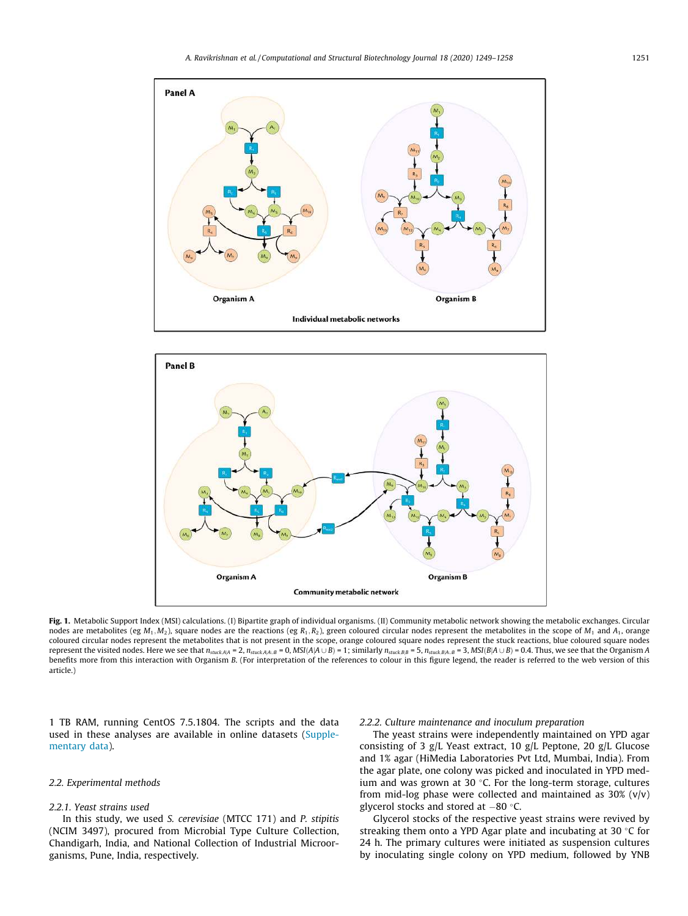**Fig. 1.** Metabolic Support Index (MSI) calculations. (I) Bipartite graph of individual organisms. (II) Community metabolic network showing the metabolic exchanges. Circular nodes are metabolites (eg $M_1, M_2$), square nodes are the reactions (eg $R_1, R_2$), green coloured circular nodes represent the metabolites in the scope of $M_1$ and $A_1$, orange coloured circular nodes represent the metabolites that is not present in the scope, orange coloured square nodes represent the stuck reactions, blue coloured square nodes represent the visited nodes. Here we see that $n_{stuck,A|A} = 2$, $n_{stuck,A|A \cup B} = 0$, $MSI(A|A \cup B) = 1$; similarly $n_{stuck,B|B} = 5$, $n_{stuck,B|A \cup B} = 3$, $MSI(B|A \cup B) = 0.4$. Thus, we see that the Organism *A* benefits more from this interaction with Organism *B*. (For interpretation of the references to colour in this figure legend, the reader is referred to the web version of this article.)

1 TB RAM, running CentOS 7.5.1804. The scripts and the data used in these analyses are available in online datasets (Supplementary data).

### 2.2. Experimental methods

#### 2.2.1. Yeast strains used

In this study, we used *S. cerevisiae* (MTCC 171) and *P. stipitis* (NCIM 3497), procured from Microbial Type Culture Collection, Chandigarh, India, and National Collection of Industrial Microorganisms, Pune, India, respectively.

#### 2.2.2. Culture maintenance and inoculum preparation

The yeast strains were independently maintained on YPD agar consisting of 3 g/L Yeast extract, 10 g/L Peptone, 20 g/L Glucose and 1% agar (HiMedia Laboratories Pvt Ltd, Mumbai, India). From the agar plate, one colony was picked and inoculated in YPD medium and was grown at 30 °C. For the long-term storage, cultures from mid-log phase were collected and maintained as 30% (v/v) glycerol stocks and stored at −80 °C.

Glycerol stocks of the respective yeast strains were revived by streaking them onto a YPD Agar plate and incubating at 30 °C for 24 h. The primary cultures were initiated as suspension cultures by inoculating single colony on YPD medium, followed by YNB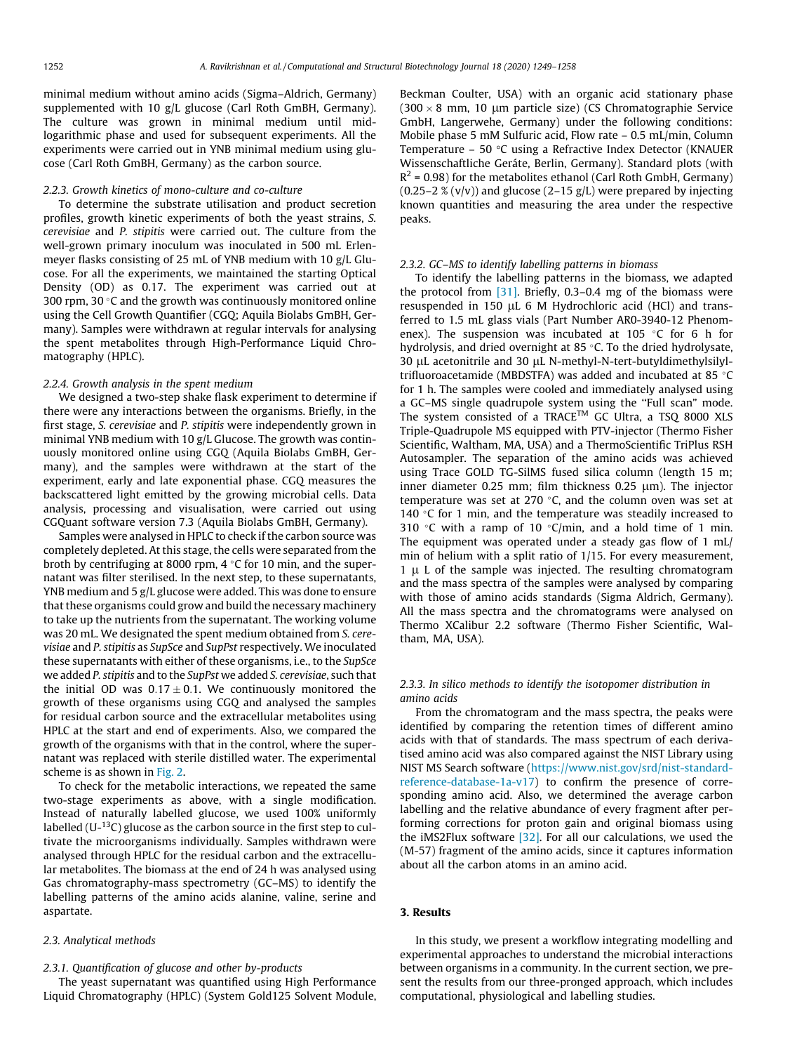minimal medium without amino acids (Sigma–Aldrich, Germany) supplemented with 10 g/L glucose (Carl Roth GmbH, Germany). The culture was grown in minimal medium until mid-logarithmic phase and used for subsequent experiments. All the experiments were carried out in YNB minimal medium using glucose (Carl Roth GmbH, Germany) as the carbon source.

#### 2.2.3. Growth kinetics of mono-culture and co-culture

To determine the substrate utilisation and product secretion profiles, growth kinetic experiments of both the yeast strains, *S. cerevisiae* and *P. stipitis* were carried out. The culture from the well-grown primary inoculum was inoculated in 500 mL Erlenmeyer flasks consisting of 25 mL of YNB medium with 10 g/L Glucose. For all the experiments, we maintained the starting Optical Density (OD) as 0.17. The experiment was carried out at 300 rpm, 30 °C and the growth was continuously monitored online using the Cell Growth Quantifier (CGQ; Aquila Biolabs GmbH, Germany). Samples were withdrawn at regular intervals for analysing the spent metabolites through High-Performance Liquid Chromatography (HPLC).

#### 2.2.4. Growth analysis in the spent medium

We designed a two-step shake flask experiment to determine if there were any interactions between the organisms. Briefly, in the first stage, *S. cerevisiae* and *P. stipitis* were independently grown in minimal YNB medium with 10 g/L Glucose. The growth was continuously monitored online using CGQ (Aquila Biolabs GmbH, Germany), and the samples were withdrawn at the start of the experiment, early and late exponential phase. CGQ measures the backscattered light emitted by the growing microbial cells. Data analysis, processing and visualisation, were carried out using CGQuant software version 7.3 (Aquila Biolabs GmbH, Germany).

Samples were analysed in HPLC to check if the carbon source was completely depleted. At this stage, the cells were separated from the broth by centrifuging at 8000 rpm, 4 °C for 10 min, and the supernatant was filter sterilised. In the next step, to these supernatants, YNB medium and 5 g/L glucose were added. This was done to ensure that these organisms could grow and build the necessary machinery to take up the nutrients from the supernatant. The working volume was 20 mL. We designated the spent medium obtained from *S. cerevisiae* and *P. stipitis* as *SupSce* and *SupPst* respectively. We inoculated these supernatants with either of these organisms, i.e., to the *SupSce* we added *P. stipitis* and to the *SupPst* we added *S. cerevisiae*, such that the initial OD was $0.17 \pm 0.1$. We continuously monitored the growth of these organisms using CGQ and analysed the samples for residual carbon source and the extracellular metabolites using HPLC at the start and end of experiments. Also, we compared the growth of the organisms with that in the control, where the supernatant was replaced with sterile distilled water. The experimental scheme is as shown in Fig. 2.

To check for the metabolic interactions, we repeated the same two-stage experiments as above, with a single modification. Instead of naturally labelled glucose, we used 100% uniformly labelled (U-$^{13}$C) glucose as the carbon source in the first step to cultivate the microorganisms individually. Samples withdrawn were analysed through HPLC for the residual carbon and the extracellular metabolites. The biomass at the end of 24 h was analysed using Gas chromatography-mass spectrometry (GC–MS) to identify the labelling patterns of the amino acids alanine, valine, serine and aspartate.

### 2.3. Analytical methods

#### 2.3.1. Quantification of glucose and other by-products

The yeast supernatant was quantified using High Performance Liquid Chromatography (HPLC) (System Gold125 Solvent Module, Beckman Coulter, USA) with an organic acid stationary phase (300 × 8 mm, 10 μm particle size) (CS Chromatographie Service GmbH, Langerwehe, Germany) under the following conditions: Mobile phase 5 mM Sulfuric acid, Flow rate – 0.5 mL/min, Column Temperature – 50 °C using a Refractive Index Detector (KNAUER Wissenschaftliche Geráte, Berlin, Germany). Standard plots (with $R^2 = 0.98$) for the metabolites ethanol (Carl Roth GmbH, Germany) (0.25–2 % (v/v)) and glucose (2–15 g/L) were prepared by injecting known quantities and measuring the area under the respective peaks.

#### 2.3.2. GC–MS to identify labelling patterns in biomass

To identify the labelling patterns in the biomass, we adapted the protocol from [31]. Briefly, 0.3–0.4 mg of the biomass were resuspended in 150 μL 6 M Hydrochloric acid (HCl) and transferred to 1.5 mL glass vials (Part Number AR0-3940-12 Phenomenex). The suspension was incubated at 105 °C for 6 h for hydrolysis, and dried overnight at 85 °C. To the dried hydrolysate, 30 μL acetonitrile and 30 μL N-methyl-N-tert-butyldimethylsilyl-trifluoroacetamide (MBDSTFA) was added and incubated at 85 °C for 1 h. The samples were cooled and immediately analysed using a GC–MS single quadrupole system using the "Full scan" mode. The system consisted of a TRACE™ GC Ultra, a TSQ 8000 XLS Triple-Quadrupole MS equipped with PTV-injector (Thermo Fisher Scientific, Waltham, MA, USA) and a ThermoScientific TriPlus RSH Autosampler. The separation of the amino acids was achieved using Trace GOLD TG-SilMS fused silica column (length 15 m; inner diameter 0.25 mm; film thickness 0.25 μm). The injector temperature was set at 270 °C, and the column oven was set at 140 °C for 1 min, and the temperature was steadily increased to 310 °C with a ramp of 10 °C/min, and a hold time of 1 min. The equipment was operated under a steady gas flow of 1 mL/min of helium with a split ratio of 1/15. For every measurement, 1 μ L of the sample was injected. The resulting chromatogram and the mass spectra of the samples were analysed by comparing with those of amino acids standards (Sigma Aldrich, Germany). All the mass spectra and the chromatograms were analysed on Thermo XCalibur 2.2 software (Thermo Fisher Scientific, Waltham, MA, USA).

#### 2.3.3. In silico methods to identify the isotopomer distribution in amino acids

From the chromatogram and the mass spectra, the peaks were identified by comparing the retention times of different amino acids with that of standards. The mass spectrum of each derivatised amino acid was also compared against the NIST Library using NIST MS Search software (https://www.nist.gov/srd/nist-standard-reference-database-1a-v17) to confirm the presence of corresponding amino acid. Also, we determined the average carbon labelling and the relative abundance of every fragment after performing corrections for proton gain and original biomass using the iMS2Flux software [32]. For all our calculations, we used the (M-57) fragment of the amino acids, since it captures information about all the carbon atoms in an amino acid.

## 3. Results

In this study, we present a workflow integrating modelling and experimental approaches to understand the microbial interactions between organisms in a community. In the current section, we present the results from our three-pronged approach, which includes computational, physiological and labelling studies.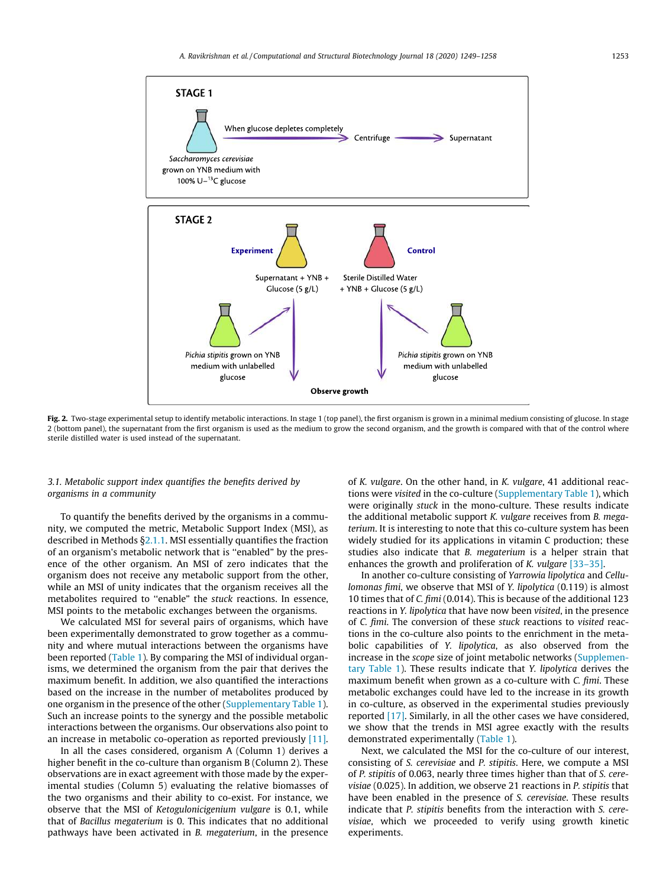**Fig. 2.** Two-stage experimental setup to identify metabolic interactions. In stage 1 (top panel), the first organism is grown in a minimal medium consisting of glucose. In stage 2 (bottom panel), the supernatant from the first organism is used as the medium to grow the second organism, and the growth is compared with that of the control where sterile distilled water is used instead of the supernatant.

### *3.1. Metabolic support index quantifies the benefits derived by organisms in a community*

To quantify the benefits derived by the organisms in a community, we computed the metric, Metabolic Support Index (MSI), as described in Methods §2.1.1. MSI essentially quantifies the fraction of an organism's metabolic network that is "enabled" by the presence of the other organism. An MSI of zero indicates that the organism does not receive any metabolic support from the other, while an MSI of unity indicates that the organism receives all the metabolites required to "enable" the *stuck* reactions. In essence, MSI points to the metabolic exchanges between the organisms.

We calculated MSI for several pairs of organisms, which have been experimentally demonstrated to grow together as a community and where mutual interactions between the organisms have been reported (Table 1). By comparing the MSI of individual organisms, we determined the organism from the pair that derives the maximum benefit. In addition, we also quantified the interactions based on the increase in the number of metabolites produced by one organism in the presence of the other (Supplementary Table 1). Such an increase points to the synergy and the possible metabolic interactions between the organisms. Our observations also point to an increase in metabolic co-operation as reported previously [11].

In all the cases considered, organism A (Column 1) derives a higher benefit in the co-culture than organism B (Column 2). These observations are in exact agreement with those made by the experimental studies (Column 5) evaluating the relative biomasses of the two organisms and their ability to co-exist. For instance, we observe that the MSI of *Ketogulonicigenium vulgare* is 0.1, while that of *Bacillus megaterium* is 0. This indicates that no additional pathways have been activated in *B. megaterium*, in the presence of *K. vulgare*. On the other hand, in *K. vulgare*, 41 additional reactions were *visited* in the co-culture (Supplementary Table 1), which were originally *stuck* in the mono-culture. These results indicate the additional metabolic support *K. vulgare* receives from *B. megaterium*. It is interesting to note that this co-culture system has been widely studied for its applications in vitamin C production; these studies also indicate that *B. megaterium* is a helper strain that enhances the growth and proliferation of *K. vulgare* [33–35].

In another co-culture consisting of *Yarrowia lipolytica* and *Cellulomonas fimi*, we observe that MSI of *Y. lipolytica* (0.119) is almost 10 times that of *C. fimi* (0.014). This is because of the additional 123 reactions in *Y. lipolytica* that have now been *visited*, in the presence of *C. fimi*. The conversion of these *stuck* reactions to *visited* reactions in the co-culture also points to the enrichment in the metabolic capabilities of *Y. lipolytica*, as also observed from the increase in the *scope* size of joint metabolic networks (Supplementary Table 1). These results indicate that *Y. lipolytica* derives the maximum benefit when grown as a co-culture with *C. fimi*. These metabolic exchanges could have led to the increase in its growth in co-culture, as observed in the experimental studies previously reported [17]. Similarly, in all the other cases we have considered, we show that the trends in MSI agree exactly with the results demonstrated experimentally (Table 1).

Next, we calculated the MSI for the co-culture of our interest, consisting of *S. cerevisiae* and *P. stipitis*. Here, we compute a MSI of *P. stipitis* of 0.063, nearly three times higher than that of *S. cerevisiae* (0.025). In addition, we observe 21 reactions in *P. stipitis* that have been enabled in the presence of *S. cerevisiae*. These results indicate that *P. stipitis* benefits from the interaction with *S. cerevisiae*, which we proceeded to verify using growth kinetic experiments.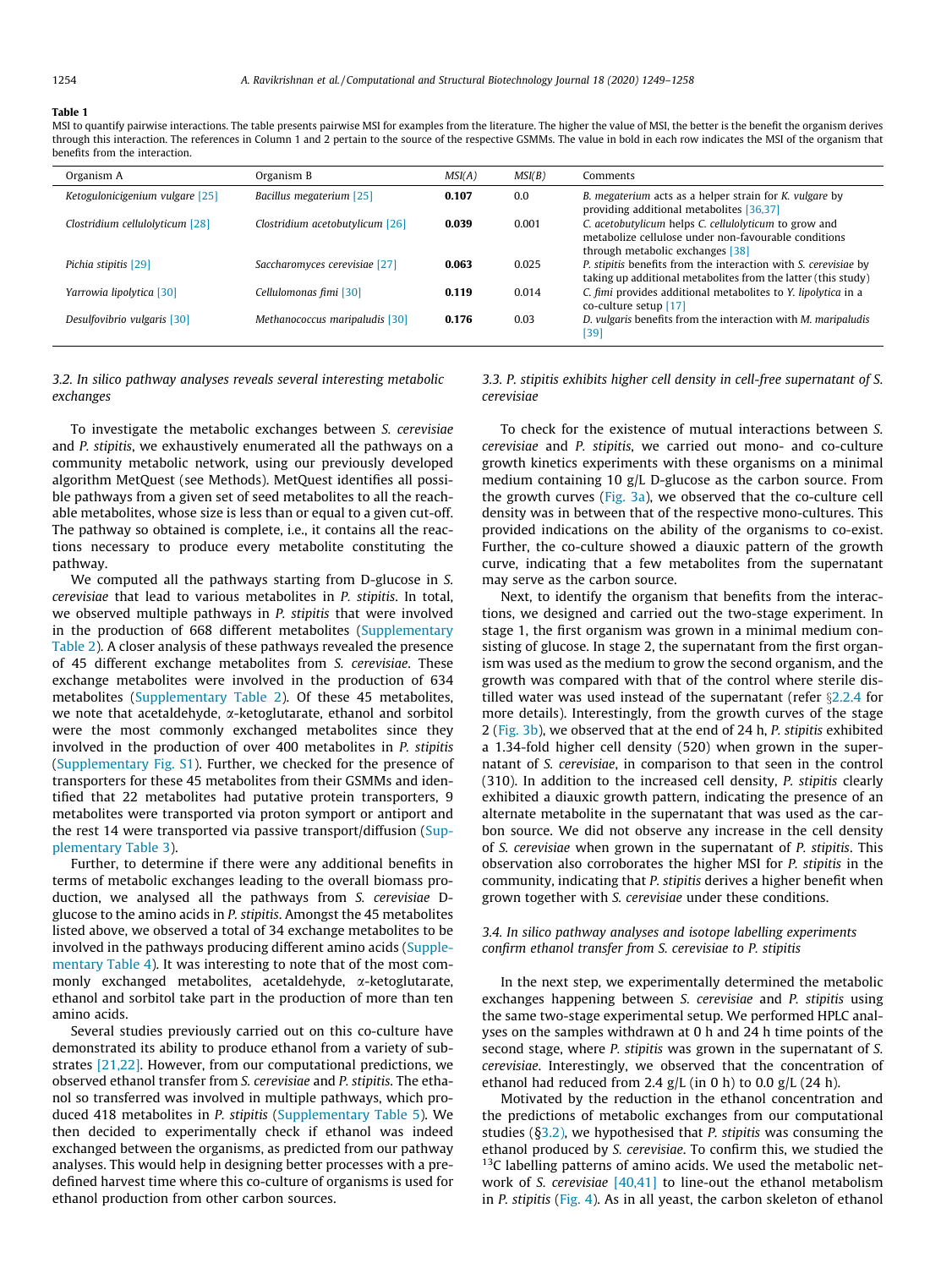**Table 1**
MSI to quantify pairwise interactions. The table presents pairwise MSI for examples from the literature. The higher the value of MSI, the better is the benefit the organism derives through this interaction. The references in Column 1 and 2 pertain to the source of the respective GSMMs. The value in bold in each row indicates the MSI of the organism that benefits from the interaction.

| Organism A | Organism B | MSI(A) | MSI(B) | Comments |
|---|---|---|---|---|
| *Ketogulonicigenium vulgare* [25] | *Bacillus megaterium* [25] | **0.107** | 0.0 | *B. megaterium* acts as a helper strain for *K. vulgare* by providing additional metabolites [36,37] |
| *Clostridium cellulolyticum* [28] | *Clostridium acetobutylicum* [26] | **0.039** | 0.001 | *C. acetobutylicum* helps *C. cellulolyticum* to grow and metabolize cellulose under non-favourable conditions through metabolic exchanges [38] |
| *Pichia stipitis* [29] | *Saccharomyces cerevisiae* [27] | **0.063** | 0.025 | *P. stipitis* benefits from the interaction with *S. cerevisiae* by taking up additional metabolites from the latter (this study) |
| *Yarrowia lipolytica* [30] | *Cellulomonas fimi* [30] | **0.119** | 0.014 | *C. fimi* provides additional metabolites to *Y. lipolytica* in a co-culture setup [17] |
| *Desulfovibrio vulgaris* [30] | *Methanococcus maripaludis* [30] | **0.176** | 0.03 | *D. vulgaris* benefits from the interaction with *M. maripaludis* [39] |

### 3.2. In silico pathway analyses reveals several interesting metabolic exchanges

To investigate the metabolic exchanges between *S. cerevisiae* and *P. stipitis*, we exhaustively enumerated all the pathways on a community metabolic network, using our previously developed algorithm MetQuest (see Methods). MetQuest identifies all possible pathways from a given set of seed metabolites to all the reachable metabolites, whose size is less than or equal to a given cut-off. The pathway so obtained is complete, i.e., it contains all the reactions necessary to produce every metabolite constituting the pathway.

We computed all the pathways starting from D-glucose in *S. cerevisiae* that lead to various metabolites in *P. stipitis*. In total, we observed multiple pathways in *P. stipitis* that were involved in the production of 668 different metabolites (Supplementary Table 2). A closer analysis of these pathways revealed the presence of 45 different exchange metabolites from *S. cerevisiae*. These exchange metabolites were involved in the production of 634 metabolites (Supplementary Table 2). Of these 45 metabolites, we note that acetaldehyde, α-ketoglutarate, ethanol and sorbitol were the most commonly exchanged metabolites since they involved in the production of over 400 metabolites in *P. stipitis* (Supplementary Fig. S1). Further, we checked for the presence of transporters for these 45 metabolites from their GSMMs and identified that 22 metabolites had putative protein transporters, 9 metabolites were transported via proton symport or antiport and the rest 14 were transported via passive transport/diffusion (Supplementary Table 3).

Further, to determine if there were any additional benefits in terms of metabolic exchanges leading to the overall biomass production, we analysed all the pathways from *S. cerevisiae* D-glucose to the amino acids in *P. stipitis*. Amongst the 45 metabolites listed above, we observed a total of 34 exchange metabolites to be involved in the pathways producing different amino acids (Supplementary Table 4). It was interesting to note that of the most commonly exchanged metabolites, acetaldehyde, α-ketoglutarate, ethanol and sorbitol take part in the production of more than ten amino acids.

Several studies previously carried out on this co-culture have demonstrated its ability to produce ethanol from a variety of substrates [21,22]. However, from our computational predictions, we observed ethanol transfer from *S. cerevisiae* and *P. stipitis*. The ethanol so transferred was involved in multiple pathways, which produced 418 metabolites in *P. stipitis* (Supplementary Table 5). We then decided to experimentally check if ethanol was indeed exchanged between the organisms, as predicted from our pathway analyses. This would help in designing better processes with a predefined harvest time where this co-culture of organisms is used for ethanol production from other carbon sources.

### 3.3. P. stipitis exhibits higher cell density in cell-free supernatant of S. cerevisiae

To check for the existence of mutual interactions between *S. cerevisiae* and *P. stipitis*, we carried out mono- and co-culture growth kinetics experiments with these organisms on a minimal medium containing 10 g/L D-glucose as the carbon source. From the growth curves (Fig. 3a), we observed that the co-culture cell density was in between that of the respective mono-cultures. This provided indications on the ability of the organisms to co-exist. Further, the co-culture showed a diauxic pattern of the growth curve, indicating that a few metabolites from the supernatant may serve as the carbon source.

Next, to identify the organism that benefits from the interactions, we designed and carried out the two-stage experiment. In stage 1, the first organism was grown in a minimal medium consisting of glucose. In stage 2, the supernatant from the first organism was used as the medium to grow the second organism, and the growth was compared with that of the control where sterile distilled water was used instead of the supernatant (refer §2.2.4 for more details). Interestingly, from the growth curves of the stage 2 (Fig. 3b), we observed that at the end of 24 h, *P. stipitis* exhibited a 1.34-fold higher cell density (520) when grown in the supernatant of *S. cerevisiae*, in comparison to that seen in the control (310). In addition to the increased cell density, *P. stipitis* clearly exhibited a diauxic growth pattern, indicating the presence of an alternate metabolite in the supernatant that was used as the carbon source. We did not observe any increase in the cell density of *S. cerevisiae* when grown in the supernatant of *P. stipitis*. This observation also corroborates the higher MSI for *P. stipitis* in the community, indicating that *P. stipitis* derives a higher benefit when grown together with *S. cerevisiae* under these conditions.

### 3.4. In silico pathway analyses and isotope labelling experiments confirm ethanol transfer from S. cerevisiae to P. stipitis

In the next step, we experimentally determined the metabolic exchanges happening between *S. cerevisiae* and *P. stipitis* using the same two-stage experimental setup. We performed HPLC analyses on the samples withdrawn at 0 h and 24 h time points of the second stage, where *P. stipitis* was grown in the supernatant of *S. cerevisiae*. Interestingly, we observed that the concentration of ethanol had reduced from 2.4 g/L (in 0 h) to 0.0 g/L (24 h).

Motivated by the reduction in the ethanol concentration and the predictions of metabolic exchanges from our computational studies (§3.2), we hypothesised that *P. stipitis* was consuming the ethanol produced by *S. cerevisiae*. To confirm this, we studied the $^{13}C$ labelling patterns of amino acids. We used the metabolic network of *S. cerevisiae* [40,41] to line-out the ethanol metabolism in *P. stipitis* (Fig. 4). As in all yeast, the carbon skeleton of ethanol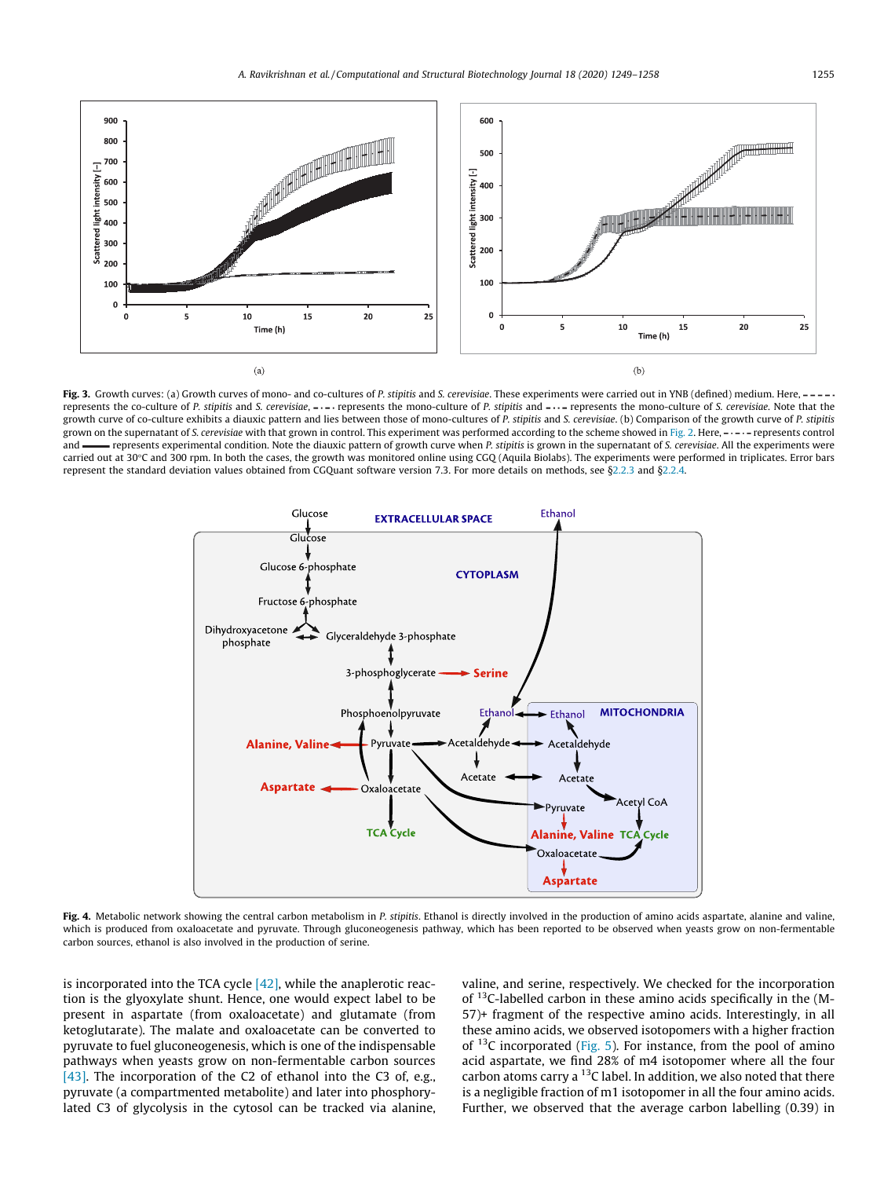(a)

(b)

**Fig. 3.** Growth curves: (a) Growth curves of mono- and co-cultures of *P. stipitis* and *S. cerevisiae*. These experiments were carried out in YNB (defined) medium. Here, - - - - - represents the co-culture of *P. stipitis* and *S. cerevisiae*, - . - . represents the mono-culture of *P. stipitis* and - . . - represents the mono-culture of *S. cerevisiae*. Note that the growth curve of co-culture exhibits a diauxic pattern and lies between those of mono-cultures of *P. stipitis* and *S. cerevisiae*. (b) Comparison of the growth curve of *P. stipitis* grown on the supernatant of *S. cerevisiae* with that grown in control. This experiment was performed according to the scheme showed in Fig. 2. Here, - . - . - represents control and ——— represents experimental condition. Note the diauxic pattern of growth curve when *P. stipitis* is grown in the supernatant of *S. cerevisiae*. All the experiments were carried out at 30°C and 300 rpm. In both the cases, the growth was monitored online using CGQ (Aquila Biolabs). The experiments were performed in triplicates. Error bars represent the standard deviation values obtained from CGQuant software version 7.3. For more details on methods, see §2.2.3 and §2.2.4.

**Fig. 4.** Metabolic network showing the central carbon metabolism in *P. stipitis*. Ethanol is directly involved in the production of amino acids aspartate, alanine and valine, which is produced from oxaloacetate and pyruvate. Through gluconeogenesis pathway, which has been reported to be observed when yeasts grow on non-fermentable carbon sources, ethanol is also involved in the production of serine.

is incorporated into the TCA cycle [42], while the anaplerotic reaction is the glyoxylate shunt. Hence, one would expect label to be present in aspartate (from oxaloacetate) and glutamate (from ketoglutarate). The malate and oxaloacetate can be converted to pyruvate to fuel gluconeogenesis, which is one of the indispensable pathways when yeasts grow on non-fermentable carbon sources [43]. The incorporation of the C2 of ethanol into the C3 of, e.g., pyruvate (a compartmented metabolite) and later into phosphorylated C3 of glycolysis in the cytosol can be tracked via alanine, valine, and serine, respectively. We checked for the incorporation of $^{13}$C-labelled carbon in these amino acids specifically in the (M-57)+ fragment of the respective amino acids. Interestingly, in all these amino acids, we observed isotopomers with a higher fraction of $^{13}$C incorporated (Fig. 5). For instance, from the pool of amino acid aspartate, we find 28% of m4 isotopomer where all the four carbon atoms carry a $^{13}$C label. In addition, we also noted that there is a negligible fraction of m1 isotopomer in all the four amino acids. Further, we observed that the average carbon labelling (0.39) in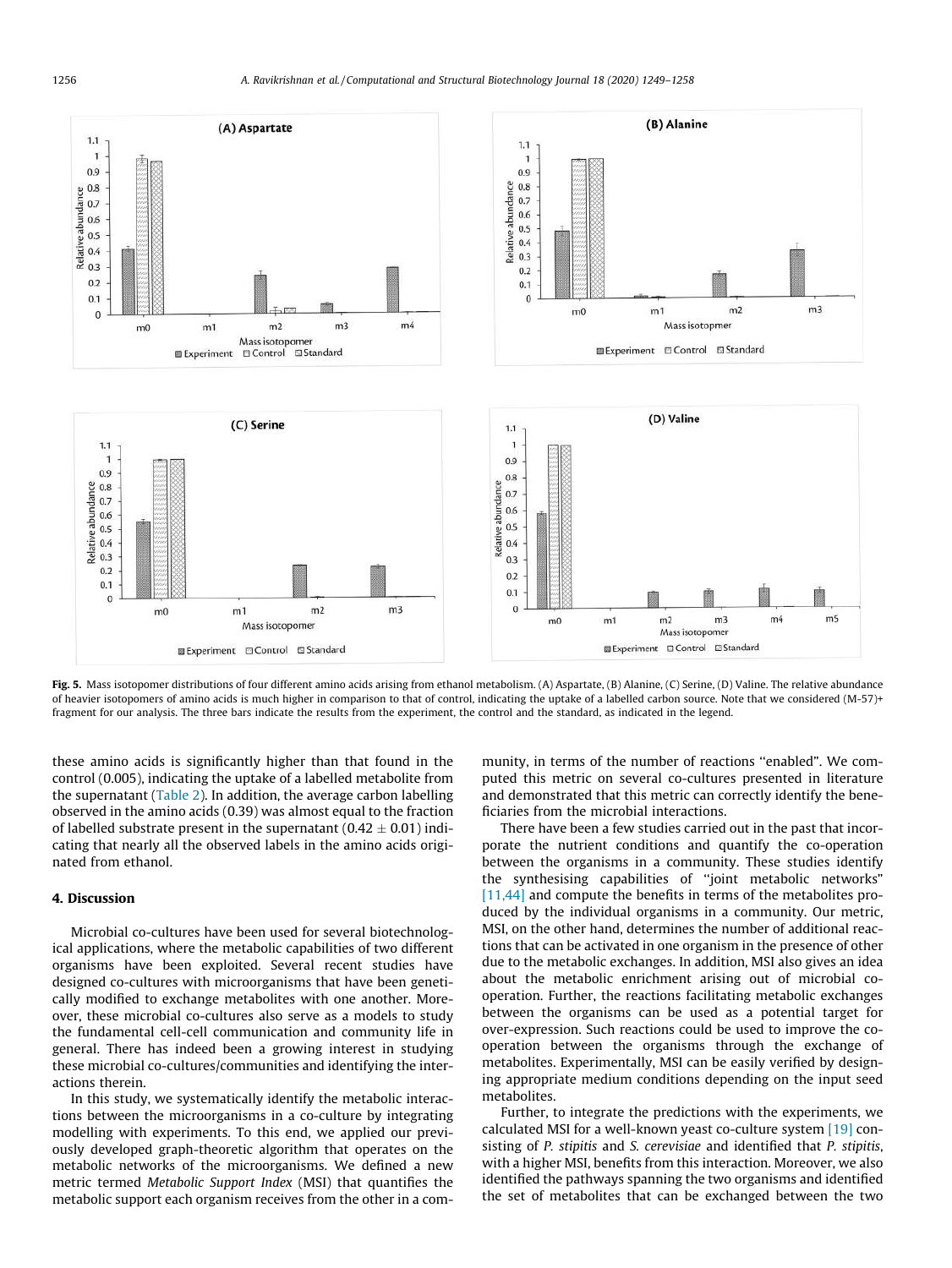Fig. 5. Mass isotopomer distributions of four different amino acids arising from ethanol metabolism. (A) Aspartate, (B) Alanine, (C) Serine, (D) Valine. The relative abundance of heavier isotopomers of amino acids is much higher in comparison to that of control, indicating the uptake of a labelled carbon source. Note that we considered (M-57)+ fragment for our analysis. The three bars indicate the results from the experiment, the control and the standard, as indicated in the legend.

these amino acids is significantly higher than that found in the control (0.005), indicating the uptake of a labelled metabolite from the supernatant (Table 2). In addition, the average carbon labelling observed in the amino acids (0.39) was almost equal to the fraction of labelled substrate present in the supernatant ($0.42 \pm 0.01$) indicating that nearly all the observed labels in the amino acids originated from ethanol.

## 4. Discussion

Microbial co-cultures have been used for several biotechnological applications, where the metabolic capabilities of two different organisms have been exploited. Several recent studies have designed co-cultures with microorganisms that have been genetically modified to exchange metabolites with one another. Moreover, these microbial co-cultures also serve as a models to study the fundamental cell-cell communication and community life in general. There has indeed been a growing interest in studying these microbial co-cultures/communities and identifying the interactions therein.

In this study, we systematically identify the metabolic interactions between the microorganisms in a co-culture by integrating modelling with experiments. To this end, we applied our previously developed graph-theoretic algorithm that operates on the metabolic networks of the microorganisms. We defined a new metric termed *Metabolic Support Index* (MSI) that quantifies the metabolic support each organism receives from the other in a community, in terms of the number of reactions "enabled". We computed this metric on several co-cultures presented in literature and demonstrated that this metric can correctly identify the beneficiaries from the microbial interactions.

There have been a few studies carried out in the past that incorporate the nutrient conditions and quantify the co-operation between the organisms in a community. These studies identify the synthesising capabilities of "joint metabolic networks" [11,44] and compute the benefits in terms of the metabolites produced by the individual organisms in a community. Our metric, MSI, on the other hand, determines the number of additional reactions that can be activated in one organism in the presence of other due to the metabolic exchanges. In addition, MSI also gives an idea about the metabolic enrichment arising out of microbial co-operation. Further, the reactions facilitating metabolic exchanges between the organisms can be used as a potential target for over-expression. Such reactions could be used to improve the co-operation between the organisms through the exchange of metabolites. Experimentally, MSI can be easily verified by designing appropriate medium conditions depending on the input seed metabolites.

Further, to integrate the predictions with the experiments, we calculated MSI for a well-known yeast co-culture system [19] consisting of *P. stipitis* and *S. cerevisiae* and identified that *P. stipitis*, with a higher MSI, benefits from this interaction. Moreover, we also identified the pathways spanning the two organisms and identified the set of metabolites that can be exchanged between the two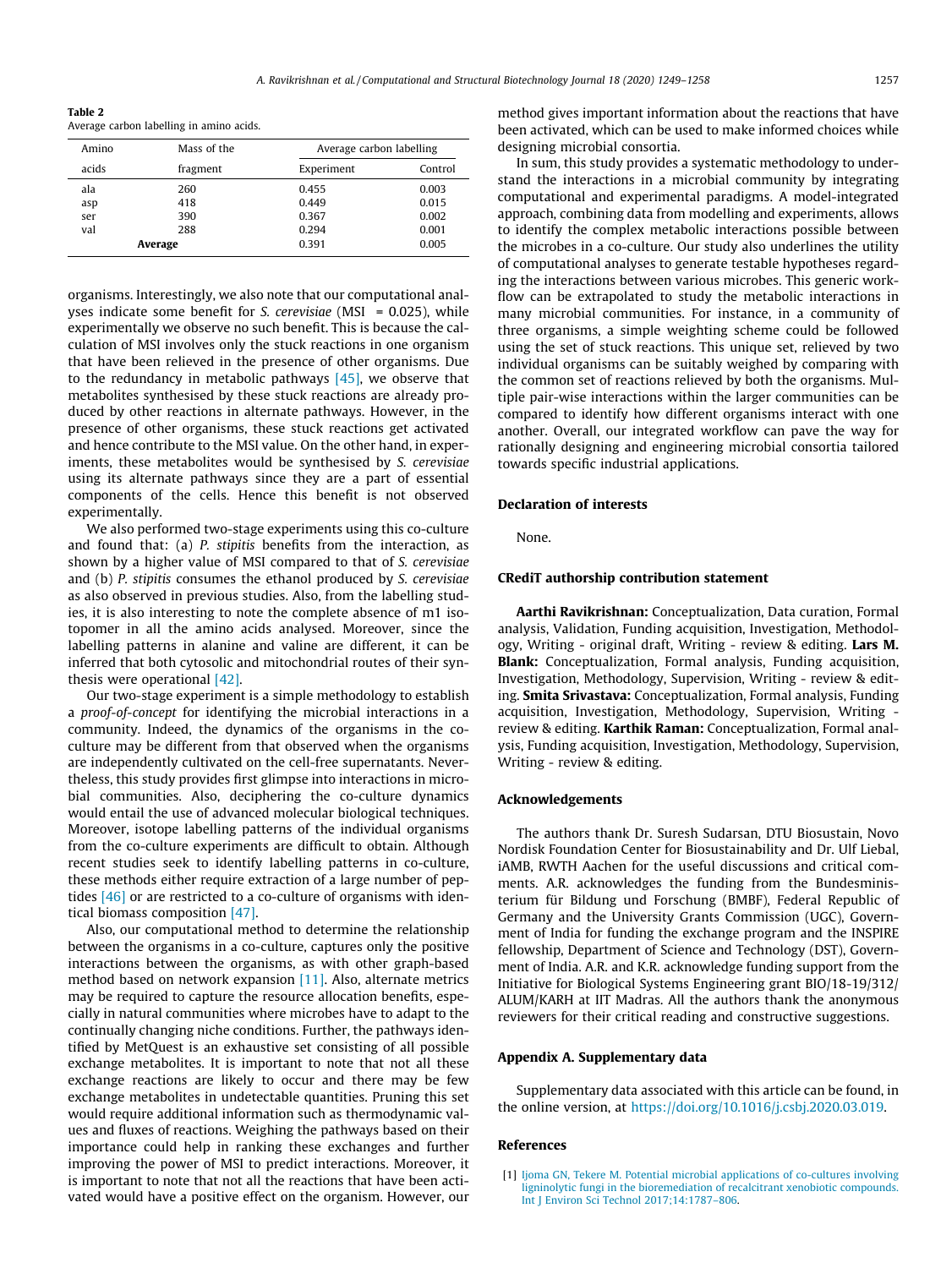**Table 2**
Average carbon labelling in amino acids.

| Amino acids | Mass of the fragment | Average carbon labelling | |
|---|---|---|---|
| | | Experiment | Control |
| ala | 260 | 0.455 | 0.003 |
| asp | 418 | 0.449 | 0.015 |
| ser | 390 | 0.367 | 0.002 |
| val | 288 | 0.294 | 0.001 |
| **Average** | | 0.391 | 0.005 |

organisms. Interestingly, we also note that our computational analyses indicate some benefit for *S. cerevisiae* (MSI = 0.025), while experimentally we observe no such benefit. This is because the calculation of MSI involves only the stuck reactions in one organism that have been relieved in the presence of other organisms. Due to the redundancy in metabolic pathways [45], we observe that metabolites synthesised by these stuck reactions are already produced by other reactions in alternate pathways. However, in the presence of other organisms, these stuck reactions get activated and hence contribute to the MSI value. On the other hand, in experiments, these metabolites would be synthesised by *S. cerevisiae* using its alternate pathways since they are a part of essential components of the cells. Hence this benefit is not observed experimentally.

We also performed two-stage experiments using this co-culture and found that: (a) *P. stipitis* benefits from the interaction, as shown by a higher value of MSI compared to that of *S. cerevisiae* and (b) *P. stipitis* consumes the ethanol produced by *S. cerevisiae* as also observed in previous studies. Also, from the labelling studies, it is also interesting to note the complete absence of m1 isotopomer in all the amino acids analysed. Moreover, since the labelling patterns in alanine and valine are different, it can be inferred that both cytosolic and mitochondrial routes of their synthesis were operational [42].

Our two-stage experiment is a simple methodology to establish a *proof-of-concept* for identifying the microbial interactions in a community. Indeed, the dynamics of the organisms in the co-culture may be different from that observed when the organisms are independently cultivated on the cell-free supernatants. Nevertheless, this study provides first glimpse into interactions in microbial communities. Also, deciphering the co-culture dynamics would entail the use of advanced molecular biological techniques. Moreover, isotope labelling patterns of the individual organisms from the co-culture experiments are difficult to obtain. Although recent studies seek to identify labelling patterns in co-culture, these methods either require extraction of a large number of peptides [46] or are restricted to a co-culture of organisms with identical biomass composition [47].

Also, our computational method to determine the relationship between the organisms in a co-culture, captures only the positive interactions between the organisms, as with other graph-based method based on network expansion [11]. Also, alternate metrics may be required to capture the resource allocation benefits, especially in natural communities where microbes have to adapt to the continually changing niche conditions. Further, the pathways identified by MetQuest is an exhaustive set consisting of all possible exchange metabolites. It is important to note that not all these exchange reactions are likely to occur and there may be few exchange metabolites in undetectable quantities. Pruning this set would require additional information such as thermodynamic values and fluxes of reactions. Weighing the pathways based on their importance could help in ranking these exchanges and further improving the power of MSI to predict interactions. Moreover, it is important to note that not all the reactions that have been activated would have a positive effect on the organism. However, our method gives important information about the reactions that have been activated, which can be used to make informed choices while designing microbial consortia.

In sum, this study provides a systematic methodology to understand the interactions in a microbial community by integrating computational and experimental paradigms. A model-integrated approach, combining data from modelling and experiments, allows to identify the complex metabolic interactions possible between the microbes in a co-culture. Our study also underlines the utility of computational analyses to generate testable hypotheses regarding the interactions between various microbes. This generic workflow can be extrapolated to study the metabolic interactions in many microbial communities. For instance, in a community of three organisms, a simple weighting scheme could be followed using the set of stuck reactions. This unique set, relieved by two individual organisms can be suitably weighed by comparing with the common set of reactions relieved by both the organisms. Multiple pair-wise interactions within the larger communities can be compared to identify how different organisms interact with one another. Overall, our integrated workflow can pave the way for rationally designing and engineering microbial consortia tailored towards specific industrial applications.

## Declaration of interests

None.

## CRediT authorship contribution statement

**Aarthi Ravikrishnan:** Conceptualization, Data curation, Formal analysis, Validation, Funding acquisition, Investigation, Methodology, Writing - original draft, Writing - review & editing. **Lars M. Blank:** Conceptualization, Formal analysis, Funding acquisition, Investigation, Methodology, Supervision, Writing - review & editing. **Smita Srivastava:** Conceptualization, Formal analysis, Funding acquisition, Investigation, Methodology, Supervision, Writing - review & editing. **Karthik Raman:** Conceptualization, Formal analysis, Funding acquisition, Investigation, Methodology, Supervision, Writing - review & editing.

## Acknowledgements

The authors thank Dr. Suresh Sudarsan, DTU Biosustain, Novo Nordisk Foundation Center for Biosustainability and Dr. Ulf Liebal, iAMB, RWTH Aachen for the useful discussions and critical comments. A.R. acknowledges the funding from the Bundesministerium für Bildung und Forschung (BMBF), Federal Republic of Germany and the University Grants Commission (UGC), Government of India for funding the exchange program and the INSPIRE fellowship, Department of Science and Technology (DST), Government of India. A.R. and K.R. acknowledge funding support from the Initiative for Biological Systems Engineering grant BIO/18-19/312/ALUM/KARH at IIT Madras. All the authors thank the anonymous reviewers for their critical reading and constructive suggestions.

## Appendix A. Supplementary data

Supplementary data associated with this article can be found, in the online version, at https://doi.org/10.1016/j.csbj.2020.03.019.

## References

[1] Ijoma GN, Tekere M. Potential microbial applications of co-cultures involving ligninolytic fungi in the bioremediation of recalcitrant xenobiotic compounds. Int J Environ Sci Technol 2017;14:1787–806.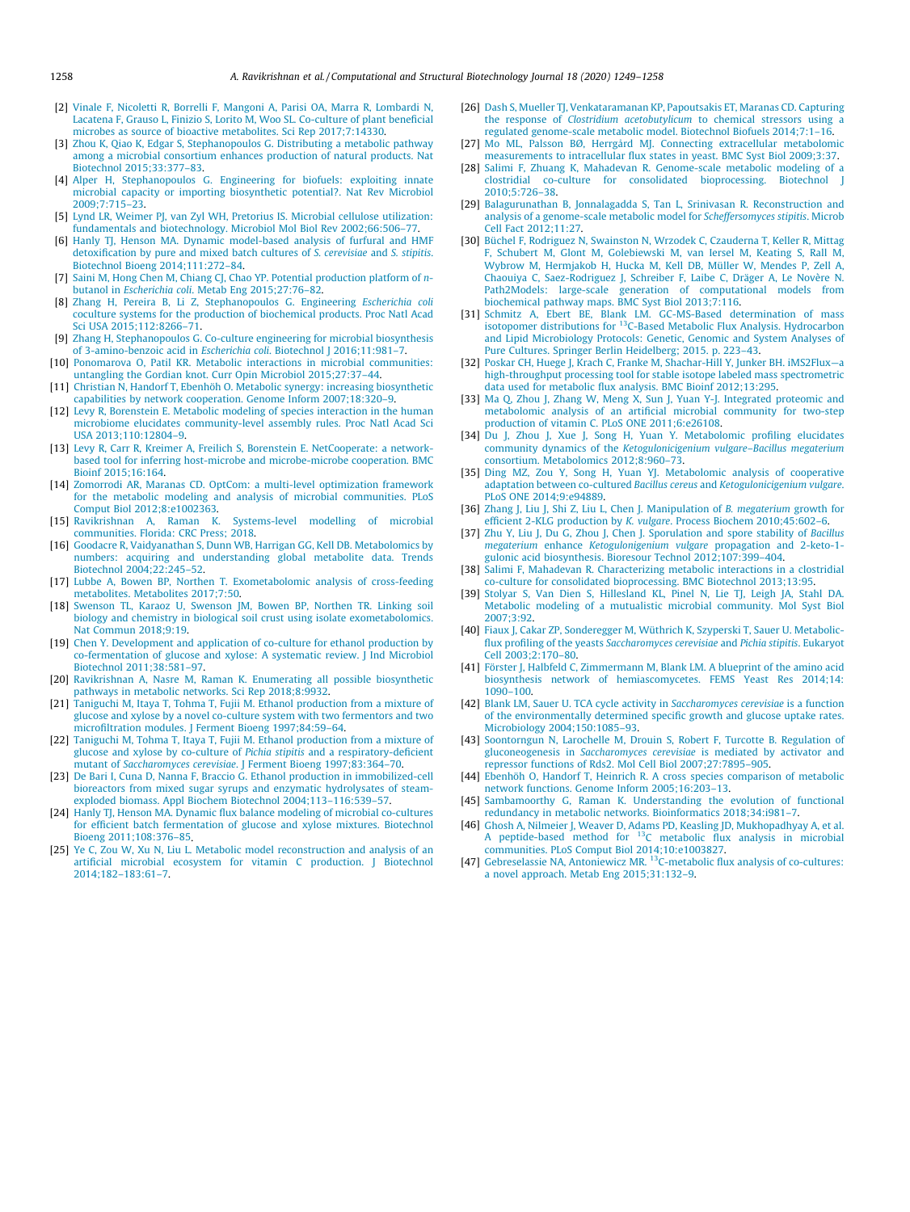[2] Vinale F, Nicoletti R, Borrelli F, Mangoni A, Parisi OA, Marra R, Lombardi N, Lacatena F, Grauso L, Finizio S, Lorito M, Woo SL. Co-culture of plant beneficial microbes as source of bioactive metabolites. Sci Rep 2017;7:14330.

[3] Zhou K, Qiao K, Edgar S, Stephanopoulos G. Distributing a metabolic pathway among a microbial consortium enhances production of natural products. Nat Biotechnol 2015;33:377–83.

[4] Alper H, Stephanopoulos G. Engineering for biofuels: exploiting innate microbial capacity or importing biosynthetic potential?. Nat Rev Microbiol 2009;7:715–23.

[5] Lynd LR, Weimer PJ, van Zyl WH, Pretorius IS. Microbial cellulose utilization: fundamentals and biotechnology. Microbiol Mol Biol Rev 2002;66:506–77.

[6] Hanly TJ, Henson MA. Dynamic model-based analysis of furfural and HMF detoxification by pure and mixed batch cultures of *S. cerevisiae* and *S. stipitis*. Biotechnol Bioeng 2014;111:272–84.

[7] Saini M, Hong Chen M, Chiang CJ, Chao YP. Potential production platform of *n*-butanol in *Escherichia coli*. Metab Eng 2015;27:76–82.

[8] Zhang H, Pereira B, Li Z, Stephanopoulos G. Engineering *Escherichia coli* coculture systems for the production of biochemical products. Proc Natl Acad Sci USA 2015;112:8266–71.

[9] Zhang H, Stephanopoulos G. Co-culture engineering for microbial biosynthesis of 3-amino-benzoic acid in *Escherichia coli*. Biotechnol J 2016;11:981–7.

[10] Ponomarova O, Patil KR. Metabolic interactions in microbial communities: untangling the Gordian knot. Curr Opin Microbiol 2015;27:37–44.

[11] Christian N, Handorf T, Ebenhöh O. Metabolic synergy: increasing biosynthetic capabilities by network cooperation. Genome Inform 2007;18:320–9.

[12] Levy R, Borenstein E. Metabolic modeling of species interaction in the human microbiome elucidates community-level assembly rules. Proc Natl Acad Sci USA 2013;110:12804–9.

[13] Levy R, Carr R, Kreimer A, Freilich S, Borenstein E. NetCooperate: a network-based tool for inferring host-microbe and microbe-microbe cooperation. BMC Bioinf 2015;16:164.

[14] Zomorrodi AR, Maranas CD. OptCom: a multi-level optimization framework for the metabolic modeling and analysis of microbial communities. PLoS Comput Biol 2012;8:e1002363.

[15] Ravikrishnan A, Raman K. Systems-level modelling of microbial communities. Florida: CRC Press; 2018.

[16] Goodacre R, Vaidyanathan S, Dunn WB, Harrigan GG, Kell DB. Metabolomics by numbers: acquiring and understanding global metabolite data. Trends Biotechnol 2004;22:245–52.

[17] Lubbe A, Bowen BP, Northen T. Exometabolomic analysis of cross-feeding metabolites. Metabolites 2017;7:50.

[18] Swenson TL, Karaoz U, Swenson JM, Bowen BP, Northen TR. Linking soil biology and chemistry in biological soil crust using isolate exometabolomics. Nat Commun 2018;9:19.

[19] Chen Y. Development and application of co-culture for ethanol production by co-fermentation of glucose and xylose: A systematic review. J Ind Microbiol Biotechnol 2011;38:581–97.

[20] Ravikrishnan A, Nasre M, Raman K. Enumerating all possible biosynthetic pathways in metabolic networks. Sci Rep 2018;8:9932.

[21] Taniguchi M, Itaya T, Tohma T, Fujii M. Ethanol production from a mixture of glucose and xylose by a novel co-culture system with two fermentors and two microfiltration modules. J Ferment Bioeng 1997;84:59–64.

[22] Taniguchi M, Tohma T, Itaya T, Fujii M. Ethanol production from a mixture of glucose and xylose by co-culture of *Pichia stipitis* and a respiratory-deficient mutant of *Saccharomyces cerevisiae*. J Ferment Bioeng 1997;83:364–70.

[23] De Bari I, Cuna D, Nanna F, Braccio G. Ethanol production in immobilized-cell bioreactors from mixed sugar syrups and enzymatic hydrolysates of steam-exploded biomass. Appl Biochem Biotechnol 2004;113–116:539–57.

[24] Hanly TJ, Henson MA. Dynamic flux balance modeling of microbial co-cultures for efficient batch fermentation of glucose and xylose mixtures. Biotechnol Bioeng 2011;108:376–85.

[25] Ye C, Zou W, Xu N, Liu L. Metabolic model reconstruction and analysis of an artificial microbial ecosystem for vitamin C production. J Biotechnol 2014;182–183:61–7.

[26] Dash S, Mueller TJ, Venkataramanan KP, Papoutsakis ET, Maranas CD. Capturing the response of *Clostridium acetobutylicum* to chemical stressors using a regulated genome-scale metabolic model. Biotechnol Biofuels 2014;7:1–16.

[27] Mo ML, Palsson BØ, Herrgård MJ. Connecting extracellular metabolomic measurements to intracellular flux states in yeast. BMC Syst Biol 2009;3:37.

[28] Salimi F, Zhuang K, Mahadevan R. Genome-scale metabolic modeling of a clostridial co-culture for consolidated bioprocessing. Biotechnol J 2010;5:726–38.

[29] Balagurunathan B, Jonnalagadda S, Tan L, Srinivasan R. Reconstruction and analysis of a genome-scale metabolic model for *Scheffersomyces stipitis*. Microb Cell Fact 2012;11:27.

[30] Büchel F, Rodriguez N, Swainston N, Wrzodek C, Czauderna T, Keller R, Mittag F, Schubert M, Glont M, Golebiewski M, van Iersel M, Keating S, Rall M, Wybrow M, Hermjakob H, Hucka M, Kell DB, Müller W, Mendes P, Zell A, Chaouiya C, Saez-Rodriguez J, Schreiber F, Laibe C, Dräger A, Le Novère N. Path2Models: large-scale generation of computational models from biochemical pathway maps. BMC Syst Biol 2013;7:116.

[31] Schmitz A, Ebert BE, Blank LM. GC-MS-Based determination of mass isotopomer distributions for $^{13}$C-Based Metabolic Flux Analysis. Hydrocarbon and Lipid Microbiology Protocols: Genetic, Genomic and System Analyses of Pure Cultures. Springer Berlin Heidelberg; 2015. p. 223–43.

[32] Poskar CH, Huege J, Krach C, Franke M, Shachar-Hill Y, Junker BH. iMS2Flux—a high-throughput processing tool for stable isotope labeled mass spectrometric data used for metabolic flux analysis. BMC Bioinf 2012;13:295.

[33] Ma Q, Zhou J, Zhang W, Meng X, Sun J, Yuan Y-J. Integrated proteomic and metabolomic analysis of an artificial microbial community for two-step production of vitamin C. PLoS ONE 2011;6:e26108.

[34] Du J, Zhou J, Xue J, Song H, Yuan Y. Metabolomic profiling elucidates community dynamics of the *Ketogulonicigenium vulgare–Bacillus megaterium* consortium. Metabolomics 2012;8:960–73.

[35] Ding MZ, Zou Y, Song H, Yuan YJ. Metabolomic analysis of cooperative adaptation between co-cultured *Bacillus cereus* and *Ketogulonicigenium vulgare*. PLoS ONE 2014;9:e94889.

[36] Zhang J, Liu J, Shi Z, Liu L, Chen J. Manipulation of *B. megaterium* growth for efficient 2-KLG production by *K. vulgare*. Process Biochem 2010;45:602–6.

[37] Zhu Y, Liu J, Du G, Zhou J, Chen J. Sporulation and spore stability of *Bacillus megaterium* enhance *Ketogulonigenium vulgare* propagation and 2-keto-1-gulonic acid biosynthesis. Bioresour Technol 2012;107:399–404.

[38] Salimi F, Mahadevan R. Characterizing metabolic interactions in a clostridial co-culture for consolidated bioprocessing. BMC Biotechnol 2013;13:95.

[39] Stolyar S, Van Dien S, Hillesland KL, Pinel N, Lie TJ, Leigh JA, Stahl DA. Metabolic modeling of a mutualistic microbial community. Mol Syst Biol 2007;3:92.

[40] Fiaux J, Cakar ZP, Sonderegger M, Wüthrich K, Szyperski T, Sauer U. Metabolic-flux profiling of the yeasts *Saccharomyces cerevisiae* and *Pichia stipitis*. Eukaryot Cell 2003;2:170–80.

[41] Förster J, Halbfeld C, Zimmermann M, Blank LM. A blueprint of the amino acid biosynthesis network of hemiascomycetes. FEMS Yeast Res 2014;14:1090–100.

[42] Blank LM, Sauer U. TCA cycle activity in *Saccharomyces cerevisiae* is a function of the environmentally determined specific growth and glucose uptake rates. Microbiology 2004;150:1085–93.

[43] Soontorngun N, Larochelle M, Drouin S, Robert F, Turcotte B. Regulation of gluconeogenesis in *Saccharomyces cerevisiae* is mediated by activator and repressor functions of Rds2. Mol Cell Biol 2007;27:7895–905.

[44] Ebenhöh O, Handorf T, Heinrich R. A cross species comparison of metabolic network functions. Genome Inform 2005;16:203–13.

[45] Sambamoorthy G, Raman K. Understanding the evolution of functional redundancy in metabolic networks. Bioinformatics 2018;34:i981–7.

[46] Ghosh A, Nilmeier J, Weaver D, Adams PD, Keasling JD, Mukhopadhyay A, et al. A peptide-based method for $^{13}$C metabolic flux analysis in microbial communities. PLoS Comput Biol 2014;10:e1003827.

[47] Gebreselassie NA, Antoniewicz MR. $^{13}$C-metabolic flux analysis of co-cultures: a novel approach. Metab Eng 2015;31:132–9.